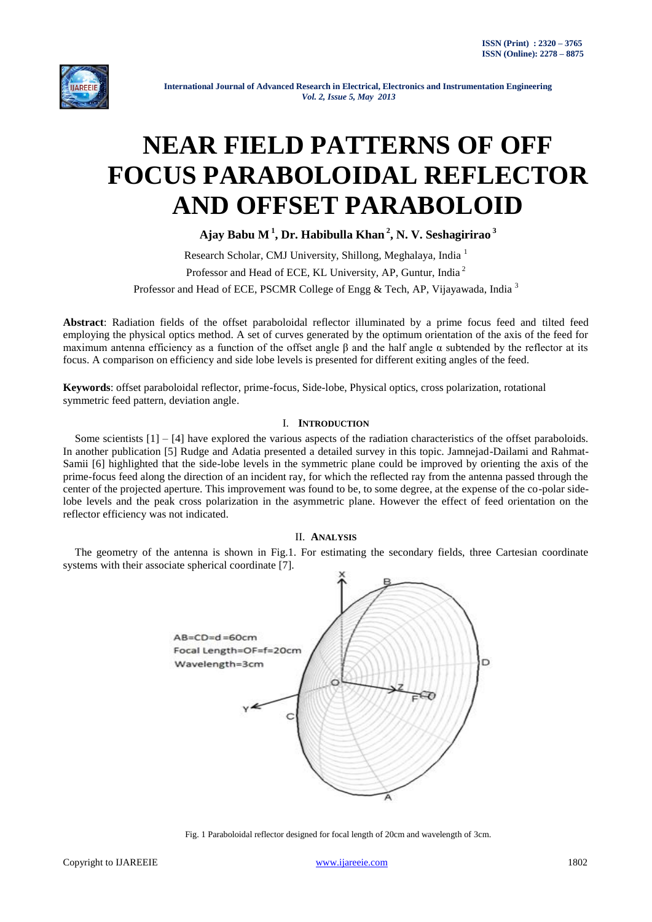# NEAR FIELD PATTERNS OF OFF FOCUS PARABOLOIDAL REFLECTOR AND OFFSET PARABOLOID

**Ajay Babu M [1], Dr. Habibulla Khan [2], N. V. Seshagirirao [3]**

Research Scholar, CMJ University, Shillong, Meghalaya, India [1]

Professor and Head of ECE, KL University, AP, Guntur, India [2]

Professor and Head of ECE, PSCMR College of Engg & Tech, AP, Vijayawada, India [3]

**Abstract**: Radiation fields of the offset paraboloidal reflector illuminated by a prime focus feed and tilted feed employing the physical optics method. A set of curves generated by the optimum orientation of the axis of the feed for maximum antenna efficiency as a function of the offset angle β and the half angle α subtended by the reflector at its focus. A comparison on efficiency and side lobe levels is presented for different exiting angles of the feed.

**Keywords**: offset paraboloidal reflector, prime-focus, Side-lobe, Physical optics, cross polarization, rotational symmetric feed pattern, deviation angle.

## I. INTRODUCTION

Some scientists [1] – [4] have explored the various aspects of the radiation characteristics of the offset paraboloids. In another publication [5] Rudge and Adatia presented a detailed survey in this topic. Jamnejad-Dailami and Rahmat-Samii [6] highlighted that the side-lobe levels in the symmetric plane could be improved by orienting the axis of the prime-focus feed along the direction of an incident ray, for which the reflected ray from the antenna passed through the center of the projected aperture. This improvement was found to be, to some degree, at the expense of the co-polar side-lobe levels and the peak cross polarization in the asymmetric plane. However the effect of feed orientation on the reflector efficiency was not indicated.

## II. ANALYSIS

The geometry of the antenna is shown in Fig.1. For estimating the secondary fields, three Cartesian coordinate systems with their associate spherical coordinate [7].

AB=CD=d=60cm
Focal Length=OF=f=20cm
Wavelength=3cm

Fig. 1 Paraboloidal reflector designed for focal length of 20cm and wavelength of 3cm.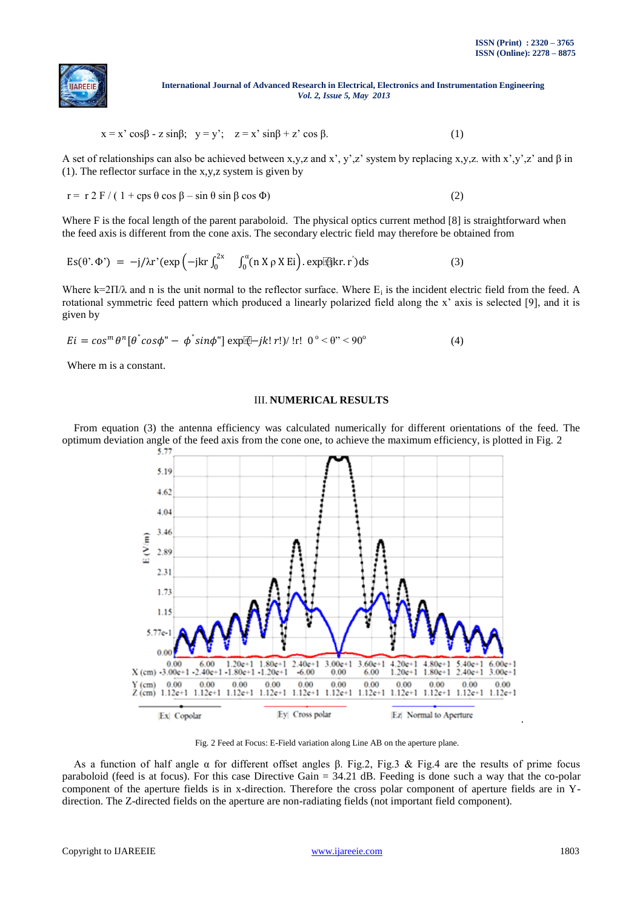$$x = x' \cos\beta - z \sin\beta; \quad y = y'; \quad z = x' \sin\beta + z' \cos \beta. \tag{1}$$

A set of relationships can also be achieved between x,y,z and x', y',z' system by replacing x,y,z. with x',y',z' and β in (1). The reflector surface in the x,y,z system is given by

$$r = r\, 2\, F / ( 1 + \text{cps}\, \theta \cos \beta - \sin \theta \sin \beta \cos \Phi) \tag{2}$$

Where F is the focal length of the parent paraboloid. The physical optics current method [8] is straightforward when the feed axis is different from the cone axis. The secondary electric field may therefore be obtained from

$$Es(\theta'.\Phi') = -j/\lambda r'(\exp\left(-jkr \int_0^{2x} \int_0^{\alpha}(n \times \rho \times Ei\right).\exp(jkr.r')ds \tag{3}$$

Where $k=2\Pi/\lambda$ and n is the unit normal to the reflector surface. Where $E_i$ is the incident electric field from the feed. A rotational symmetric feed pattern which produced a linearly polarized field along the x' axis is selected [9], and it is given by

$$Ei = cos^m \theta^n [\theta^{"} cos\phi" - \phi^{"} sin\phi"] \exp(-jk! r!)/ !r! \quad 0^o < \theta" < 90^o \tag{4}$$

Where m is a constant.

## III. NUMERICAL RESULTS

From equation (3) the antenna efficiency was calculated numerically for different orientations of the feed. The optimum deviation angle of the feed axis from the cone one, to achieve the maximum efficiency, is plotted in Fig. 2

Fig. 2 Feed at Focus: E-Field variation along Line AB on the aperture plane.

As a function of half angle α for different offset angles β. Fig.2, Fig.3 & Fig.4 are the results of prime focus paraboloid (feed is at focus). For this case Directive Gain = 34.21 dB. Feeding is done such a way that the co-polar component of the aperture fields is in x-direction. Therefore the cross polar component of aperture fields are in Y-direction. The Z-directed fields on the aperture are non-radiating fields (not important field component).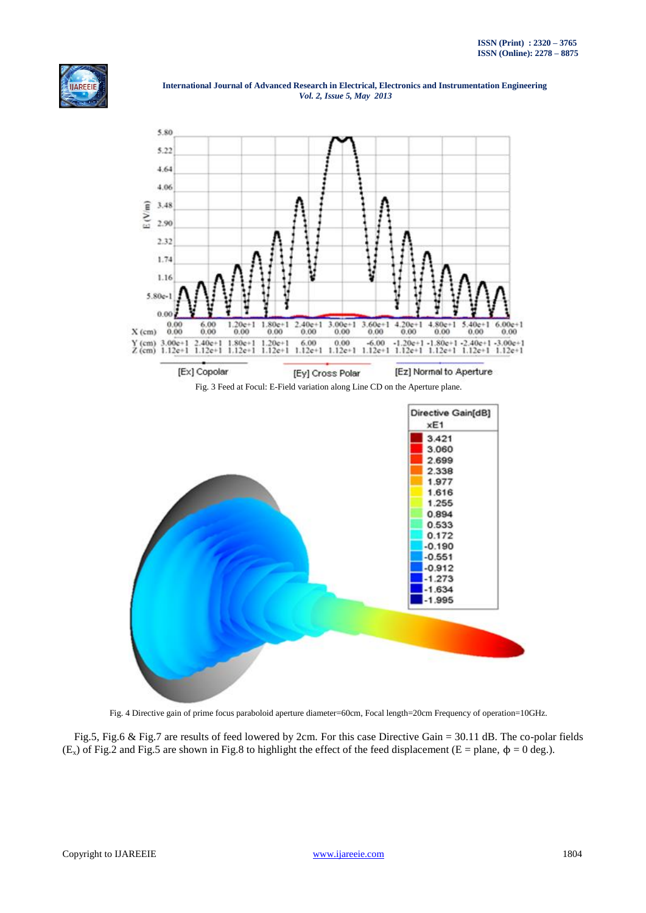Fig. 3 Feed at Focul: E-Field variation along Line CD on the Aperture plane.

Fig. 4 Directive gain of prime focus paraboloid aperture diameter=60cm, Focal length=20cm Frequency of operation=10GHz.

Fig.5, Fig.6 & Fig.7 are results of feed lowered by 2cm. For this case Directive Gain = 30.11 dB. The co-polar fields ($E_x$) of Fig.2 and Fig.5 are shown in Fig.8 to highlight the effect of the feed displacement (E = plane, $\phi$ = 0 deg.).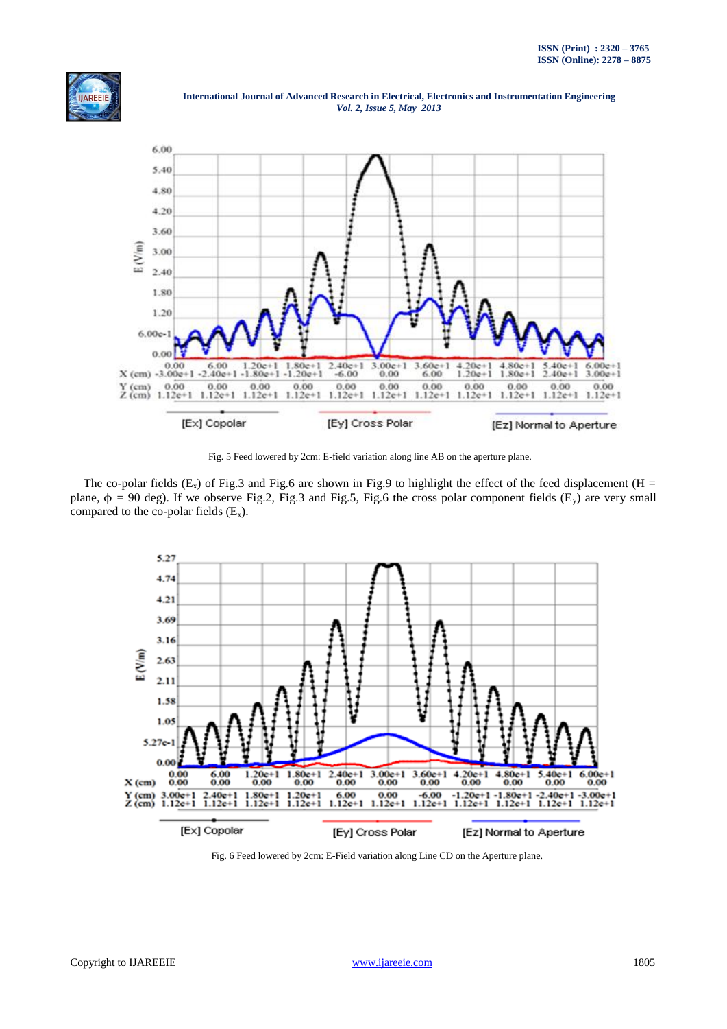Fig. 5 Feed lowered by 2cm: E-field variation along line AB on the aperture plane.

The co-polar fields ($E_x$) of Fig.3 and Fig.6 are shown in Fig.9 to highlight the effect of the feed displacement (H = plane, ϕ = 90 deg). If we observe Fig.2, Fig.3 and Fig.5, Fig.6 the cross polar component fields ($E_y$) are very small compared to the co-polar fields ($E_x$).

Fig. 6 Feed lowered by 2cm: E-Field variation along Line CD on the Aperture plane.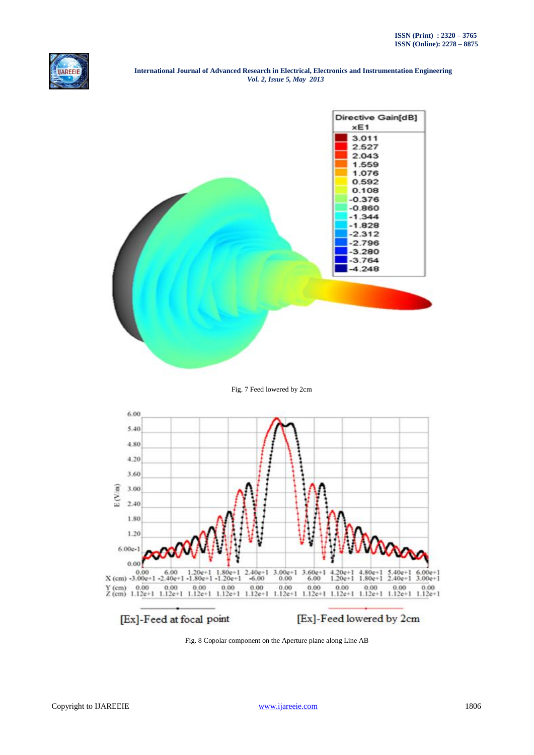Fig. 7 Feed lowered by 2cm

Fig. 8 Copolar component on the Aperture plane along Line AB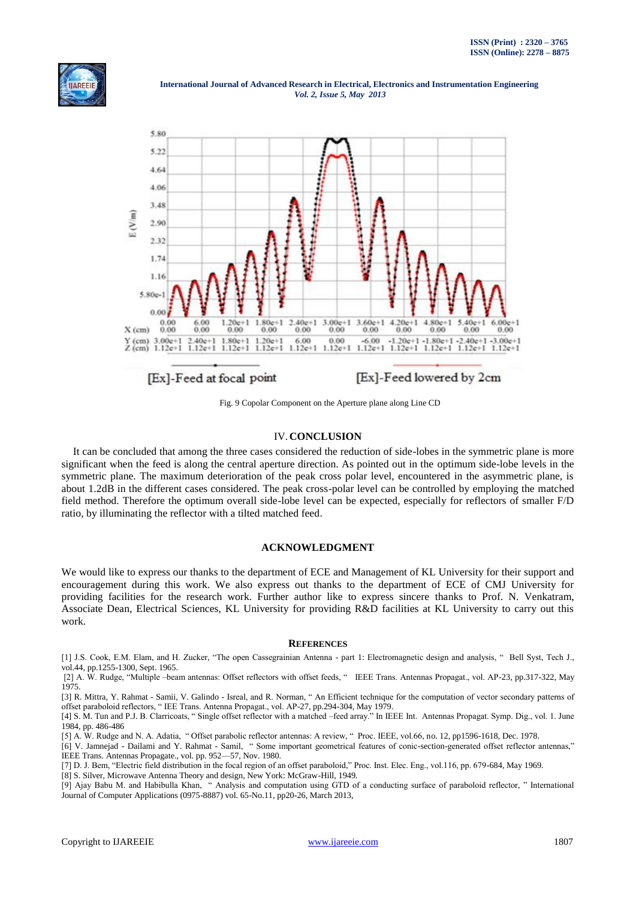5.80
5.22
4.64
4.06
3.48
2.90
2.32
1.74
1.16
5.80e-1
0.00

E (V/m)

X (cm) 0.00 0.00 0.00 0.00 0.00 0.00 0.00 0.00 0.00 0.00 0.00
Y (cm) 3.00e+1 2.40e+1 1.80e+1 1.20e+1 6.00 0.00 -6.00 -1.20e+1 -1.80e+1 -2.40e+1 -3.00e+1
Z (cm) 1.12e+1 1.12e+1 1.12e+1 1.12e+1 1.12e+1 1.12e+1 1.12e+1 1.12e+1 1.12e+1 1.12e+1 1.12e+1

0.00 6.00 1.20e+1 1.80e+1 2.40e+1 3.00e+1 3.60e+1 4.20e+1 4.80e+1 5.40e+1 6.00e+1

[Ex]-Feed at focal point

[Ex]-Feed lowered by 2cm

Fig. 9 Copolar Component on the Aperture plane along Line CD

## IV. CONCLUSION

It can be concluded that among the three cases considered the reduction of side-lobes in the symmetric plane is more significant when the feed is along the central aperture direction. As pointed out in the optimum side-lobe levels in the symmetric plane. The maximum deterioration of the peak cross polar level, encountered in the asymmetric plane, is about 1.2dB in the different cases considered. The peak cross-polar level can be controlled by employing the matched field method. Therefore the optimum overall side-lobe level can be expected, especially for reflectors of smaller F/D ratio, by illuminating the reflector with a tilted matched feed.

## ACKNOWLEDGMENT

We would like to express our thanks to the department of ECE and Management of KL University for their support and encouragement during this work. We also express out thanks to the department of ECE of CMJ University for providing facilities for the research work. Further author like to express sincere thanks to Prof. N. Venkatram, Associate Dean, Electrical Sciences, KL University for providing R&D facilities at KL University to carry out this work.

## REFERENCES

[1] J.S. Cook, E.M. Elam, and H. Zucker, "The open Cassegrainian Antenna - part 1: Electromagnetic design and analysis, " Bell Syst, Tech J., vol.44, pp.1255-1300, Sept. 1965.

[2] A. W. Rudge, "Multiple –beam antennas: Offset reflectors with offset feeds, " IEEE Trans. Antennas Propagat., vol. AP-23, pp.317-322, May 1975.

[3] R. Mittra, Y. Rahmat - Samii, V. Galindo - Isreal, and R. Norman, " An Efficient technique for the computation of vector secondary patterns of offset paraboloid reflectors, " IEE Trans. Antenna Propagat., vol. AP-27, pp.294-304, May 1979.

[4] S. M. Tun and P.J. B. Clarricoats, " Single offset reflector with a matched –feed array." In IEEE Int. Antennas Propagat. Symp. Dig., vol. 1. June 1984, pp. 486-486

[5] A. W. Rudge and N. A. Adatia, " Offset parabolic reflector antennas: A review, " Proc. IEEE, vol.66, no. 12, pp1596-1618, Dec. 1978.

[6] V. Jamnejad - Dailami and Y. Rahmat - Samil, " Some important geometrical features of conic-section-generated offset reflector antennas," IEEE Trans. Antennas Propagate., vol. pp. 952—57, Nov. 1980.

[7] D. J. Bem, "Electric field distribution in the focal region of an offset paraboloid," Proc. Inst. Elec. Eng., vol.116, pp. 679-684, May 1969.

[8] S. Silver, Microwave Antenna Theory and design, New York: McGraw-Hill, 1949.

[9] Ajay Babu M. and Habibulla Khan, " Analysis and computation using GTD of a conducting surface of paraboloid reflector, " International Journal of Computer Applications (0975-8887) vol. 65-No.11, pp20-26, March 2013,